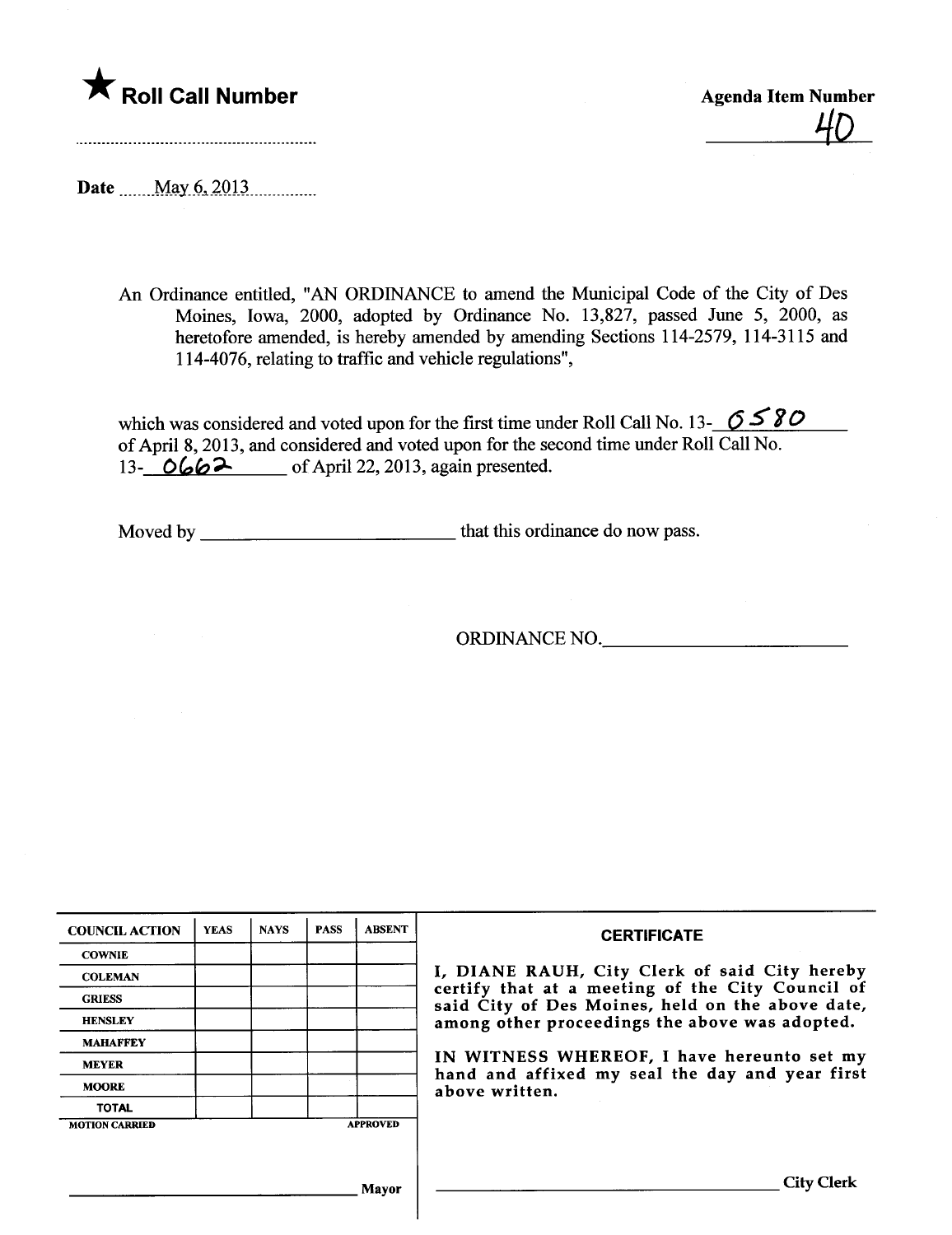★ **Roll Call Number**

..............................................................

**Agenda Item Number**

40

**Date** ......May 6, 2013..............

An Ordinance entitled, "AN ORDINANCE to amend the Municipal Code of the City of Des Moines, Iowa, 2000, adopted by Ordinance No. 13,827, passed June 5, 2000, as heretofore amended, is hereby amended by amending Sections 114-2579, 114-3115 and 114-4076, relating to traffic and vehicle regulations",

which was considered and voted upon for the first time under Roll Call No. 13-0580 of April 8, 2013, and considered and voted upon for the second time under Roll Call No. 13-0662 of April 22, 2013, again presented.

Moved by ___________________________ that this ordinance do now pass.

ORDINANCE NO.___________________________

| COUNCIL ACTION | YEAS | NAYS | PASS | ABSENT |
| --- | --- | --- | --- | --- |
| COWNIE | | | | |
| COLEMAN | | | | |
| GRIESS | | | | |
| HENSLEY | | | | |
| MAHAFFEY | | | | |
| MEYER | | | | |
| MOORE | | | | |
| TOTAL | | | | |
| MOTION CARRIED | | | | APPROVED |

_______________________________ Mayor

**CERTIFICATE**

I, DIANE RAUH, City Clerk of said City hereby certify that at a meeting of the City Council of said City of Des Moines, held on the above date, among other proceedings the above was adopted.

IN WITNESS WHEREOF, I have hereunto set my hand and affixed my seal the day and year first above written.

_______________________________ City Clerk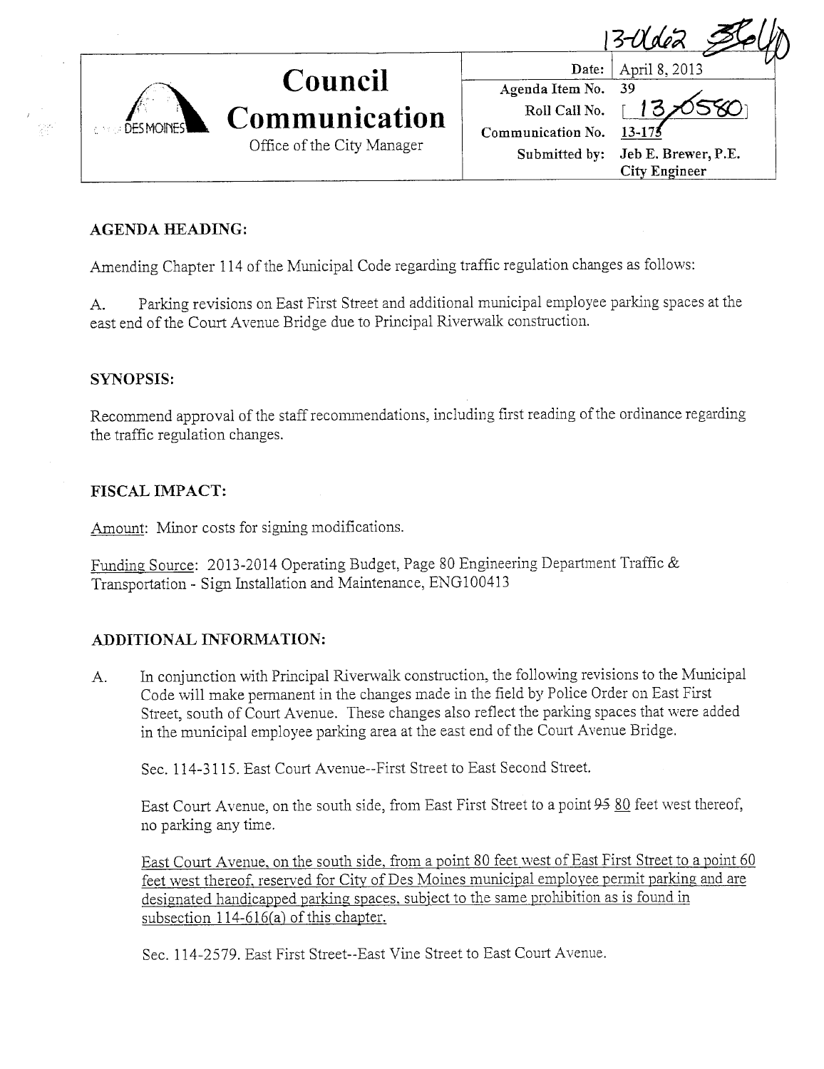13-0662

| | | |
|---|---|---|
| **Council Communication** | Date: | April 8, 2013 |
| Office of the City Manager | Agenda Item No. | 39 |
| | Roll Call No. | [13-0580] |
| | Communication No. | 13-175 |
| | Submitted by: | Jeb E. Brewer, P.E. City Engineer |

## AGENDA HEADING:

Amending Chapter 114 of the Municipal Code regarding traffic regulation changes as follows:

A. Parking revisions on East First Street and additional municipal employee parking spaces at the east end of the Court Avenue Bridge due to Principal Riverwalk construction.

## SYNOPSIS:

Recommend approval of the staff recommendations, including first reading of the ordinance regarding the traffic regulation changes.

## FISCAL IMPACT:

Amount: Minor costs for signing modifications.

Funding Source: 2013-2014 Operating Budget, Page 80 Engineering Department Traffic & Transportation - Sign Installation and Maintenance, ENG100413

## ADDITIONAL INFORMATION:

A. In conjunction with Principal Riverwalk construction, the following revisions to the Municipal Code will make permanent in the changes made in the field by Police Order on East First Street, south of Court Avenue. These changes also reflect the parking spaces that were added in the municipal employee parking area at the east end of the Court Avenue Bridge.

Sec. 114-3115. East Court Avenue--First Street to East Second Street.

East Court Avenue, on the south side, from East First Street to a point ~~95~~ 80 feet west thereof, no parking any time.

East Court Avenue, on the south side, from a point 80 feet west of East First Street to a point 60 feet west thereof, reserved for City of Des Moines municipal employee permit parking and are designated handicapped parking spaces, subject to the same prohibition as is found in subsection 114-616(a) of this chapter.

Sec. 114-2579. East First Street--East Vine Street to East Court Avenue.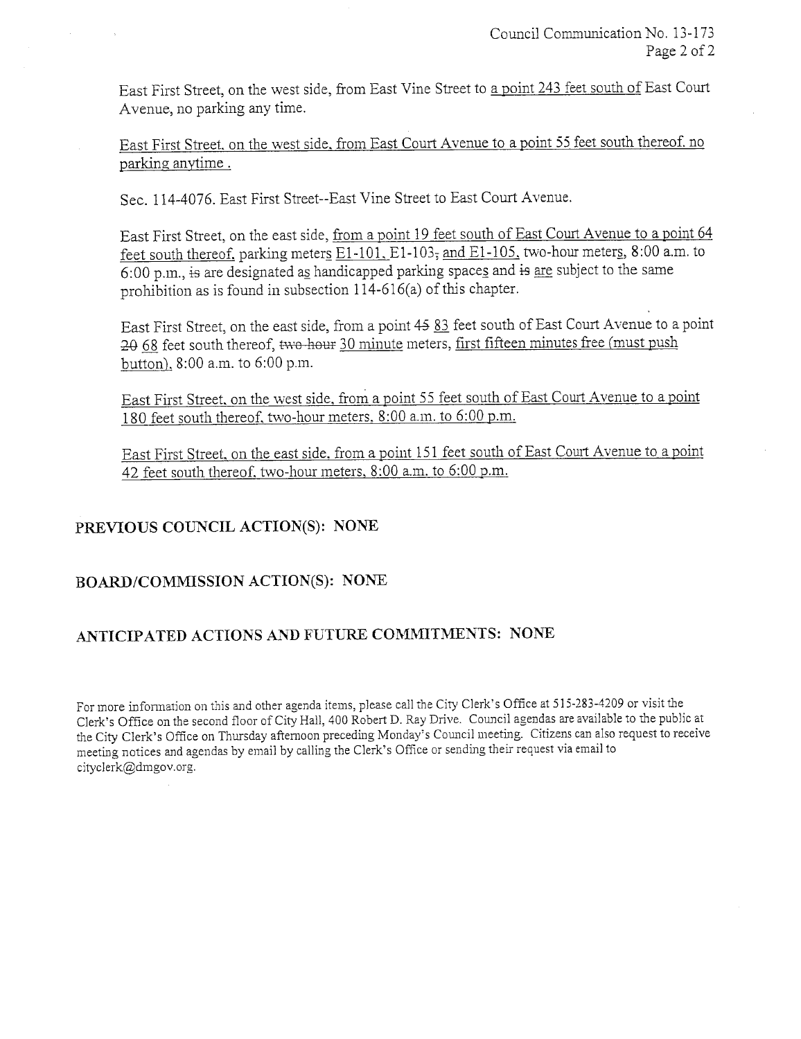East First Street, on the west side, from East Vine Street to <u>a point 243 feet south of</u> East Court Avenue, no parking any time.

<u>East First Street, on the west side, from East Court Avenue to a point 55 feet south thereof, no parking anytime .</u>

Sec. 114-4076. East First Street--East Vine Street to East Court Avenue.

East First Street, on the east side, <u>from a point 19 feet south of East Court Avenue to a point 64 feet south thereof,</u> parking meter<u>s</u> <u>E1-101, E1-103</u>~~,~~ <u>and E1-105,</u> two-hour meter<u>s</u>, 8:00 a.m. to 6:00 p.m., ~~is~~ are designated a<u>s</u> handicapped parking space<u>s</u> and ~~is~~ <u>are</u> subject to the same prohibition as is found in subsection 114-616(a) of this chapter.

East First Street, on the east side, from a point ~~45~~ <u>83</u> feet south of East Court Avenue to a point ~~20~~ <u>68</u> feet south thereof, ~~two-hour~~ <u>30 minute</u> meters, <u>first fifteen minutes free (must push button),</u> 8:00 a.m. to 6:00 p.m.

<u>East First Street, on the west side, from a point 55 feet south of East Court Avenue to a point 180 feet south thereof, two-hour meters, 8:00 a.m. to 6:00 p.m.</u>

<u>East First Street, on the east side, from a point 151 feet south of East Court Avenue to a point 42 feet south thereof, two-hour meters, 8:00 a.m. to 6:00 p.m.</u>

## PREVIOUS COUNCIL ACTION(S): NONE

## BOARD/COMMISSION ACTION(S): NONE

## ANTICIPATED ACTIONS AND FUTURE COMMITMENTS: NONE

For more information on this and other agenda items, please call the City Clerk's Office at 515-283-4209 or visit the Clerk's Office on the second floor of City Hall, 400 Robert D. Ray Drive. Council agendas are available to the public at the City Clerk's Office on Thursday afternoon preceding Monday's Council meeting. Citizens can also request to receive meeting notices and agendas by email by calling the Clerk's Office or sending their request via email to cityclerk@dmgov.org.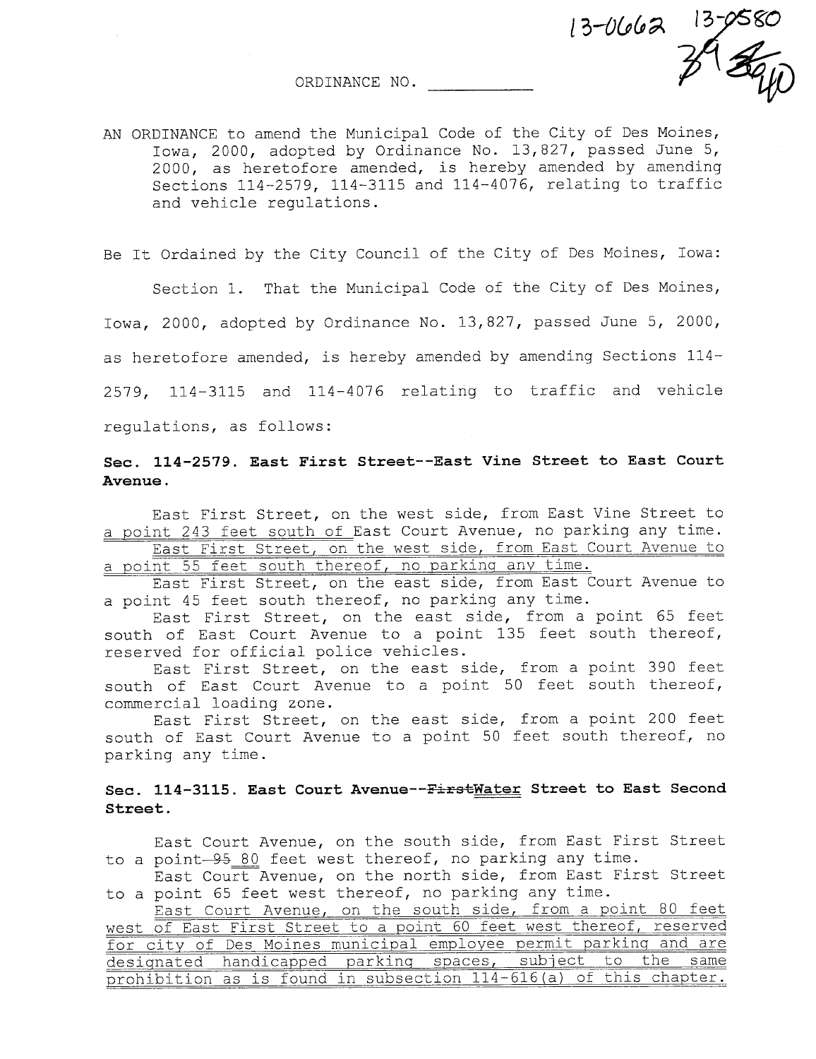13-0662 13-0580 39 40

ORDINANCE NO. \_\_\_\_\_\_\_\_\_\_\_

AN ORDINANCE to amend the Municipal Code of the City of Des Moines, Iowa, 2000, adopted by Ordinance No. 13,827, passed June 5, 2000, as heretofore amended, is hereby amended by amending Sections 114-2579, 114-3115 and 114-4076, relating to traffic and vehicle regulations.

Be It Ordained by the City Council of the City of Des Moines, Iowa:

Section 1. That the Municipal Code of the City of Des Moines, Iowa, 2000, adopted by Ordinance No. 13,827, passed June 5, 2000, as heretofore amended, is hereby amended by amending Sections 114-2579, 114-3115 and 114-4076 relating to traffic and vehicle regulations, as follows:

**Sec. 114-2579. East First Street--East Vine Street to East Court Avenue.**

East First Street, on the west side, from East Vine Street to <u>a point 243 feet south of</u> East Court Avenue, no parking any time.

<u>East First Street, on the west side, from East Court Avenue to a point 55 feet south thereof, no parking any time.</u>

East First Street, on the east side, from East Court Avenue to a point 45 feet south thereof, no parking any time.

East First Street, on the east side, from a point 65 feet south of East Court Avenue to a point 135 feet south thereof, reserved for official police vehicles.

East First Street, on the east side, from a point 390 feet south of East Court Avenue to a point 50 feet south thereof, commercial loading zone.

East First Street, on the east side, from a point 200 feet south of East Court Avenue to a point 50 feet south thereof, no parking any time.

**Sec. 114-3115. East Court Avenue--~~First~~<u>Water</u> Street to East Second Street.**

East Court Avenue, on the south side, from East First Street to a point ~~95~~ <u>80</u> feet west thereof, no parking any time.

East Court Avenue, on the north side, from East First Street to a point 65 feet west thereof, no parking any time.

<u>East Court Avenue, on the south side, from a point 80 feet west of East First Street to a point 60 feet west thereof, reserved for city of Des Moines municipal employee permit parking and are designated handicapped parking spaces, subject to the same prohibition as is found in subsection 114-616(a) of this chapter.</u>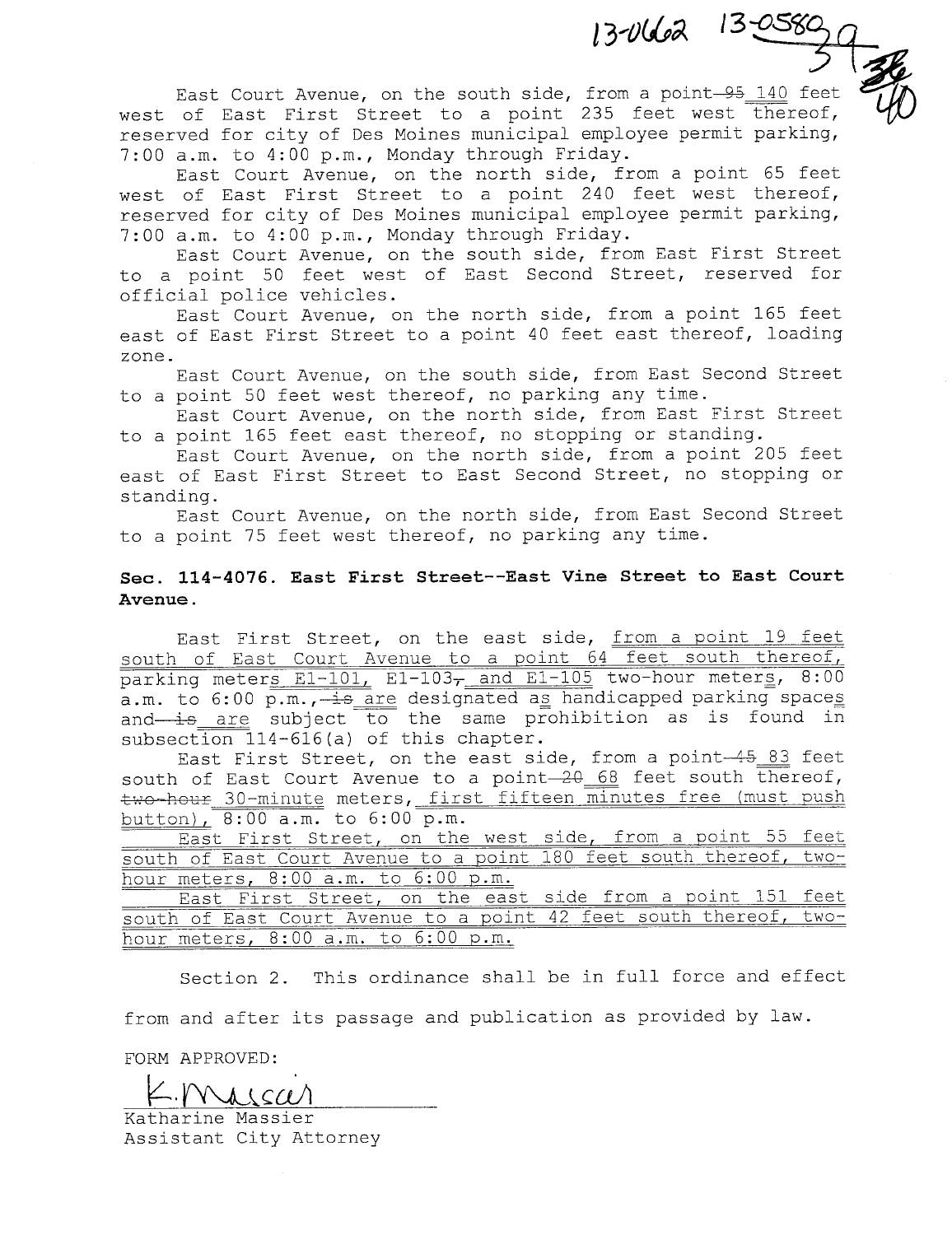13-0662 13-0580 39 ~~36~~ 40

East Court Avenue, on the south side, from a point ~~95~~ 140 feet west of East First Street to a point 235 feet west thereof, reserved for city of Des Moines municipal employee permit parking, 7:00 a.m. to 4:00 p.m., Monday through Friday.

East Court Avenue, on the north side, from a point 65 feet west of East First Street to a point 240 feet west thereof, reserved for city of Des Moines municipal employee permit parking, 7:00 a.m. to 4:00 p.m., Monday through Friday.

East Court Avenue, on the south side, from East First Street to a point 50 feet west of East Second Street, reserved for official police vehicles.

East Court Avenue, on the north side, from a point 165 feet east of East First Street to a point 40 feet east thereof, loading zone.

East Court Avenue, on the south side, from East Second Street to a point 50 feet west thereof, no parking any time.

East Court Avenue, on the north side, from East First Street to a point 165 feet east thereof, no stopping or standing.

East Court Avenue, on the north side, from a point 205 feet east of East First Street to East Second Street, no stopping or standing.

East Court Avenue, on the north side, from East Second Street to a point 75 feet west thereof, no parking any time.

**Sec. 114-4076. East First Street--East Vine Street to East Court Avenue.**

East First Street, on the east side, <u>from a point 19 feet south of East Court Avenue to a point 64 feet south thereof,</u> parking meter<u>s E1-101,</u> E1-103~~,~~ <u>and E1-105</u> two-hour meter<u>s</u>, 8:00 a.m. to 6:00 p.m., ~~is~~ <u>are</u> designated a<u>s</u> handicapped parking space<u>s</u> and ~~is~~ <u>are</u> subject to the same prohibition as is found in subsection 114-616(a) of this chapter.

East First Street, on the east side, from a point ~~45~~ <u>83</u> feet south of East Court Avenue to a point ~~20~~ <u>68</u> feet south thereof, ~~two-hour~~ <u>30-minute</u> meters, <u>first fifteen minutes free (must push button),</u> 8:00 a.m. to 6:00 p.m.

<u>East First Street, on the west side, from a point 55 feet south of East Court Avenue to a point 180 feet south thereof, two-hour meters, 8:00 a.m. to 6:00 p.m.</u>

<u>East First Street, on the east side from a point 151 feet south of East Court Avenue to a point 42 feet south thereof, two-hour meters, 8:00 a.m. to 6:00 p.m.</u>

Section 2. This ordinance shall be in full force and effect from and after its passage and publication as provided by law.

FORM APPROVED:

K. Massier

Katharine Massier
Assistant City Attorney